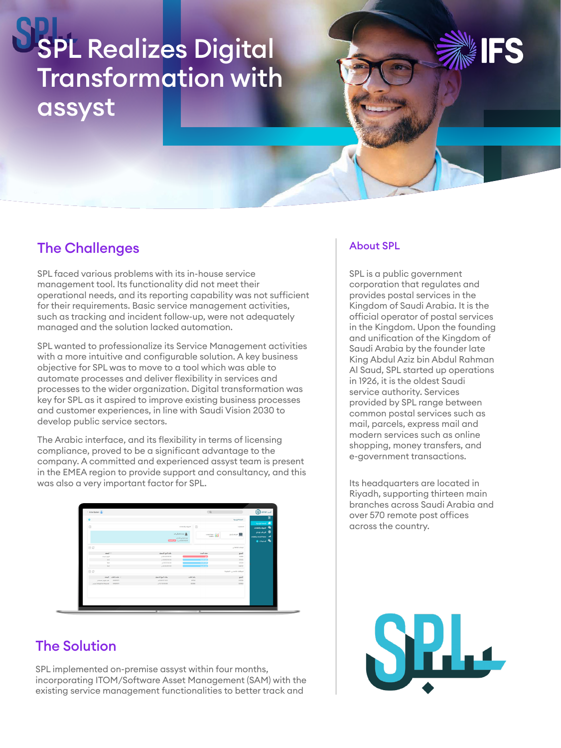# SPL Realizes Digital Transformation with assyst

## The Challenges

SPL faced various problems with its in-house service management tool. Its functionality did not meet their operational needs, and its reporting capability was not sufficient for their requirements. Basic service management activities, such as tracking and incident follow-up, were not adequately managed and the solution lacked automation.

SPL wanted to professionalize its Service Management activities with a more intuitive and configurable solution. A key business objective for SPL was to move to a tool which was able to automate processes and deliver flexibility in services and processes to the wider organization. Digital transformation was key for SPL as it aspired to improve existing business processes and customer experiences, in line with Saudi Vision 2030 to develop public service sectors.

The Arabic interface, and its flexibility in terms of licensing compliance, proved to be a significant advantage to the company. A committed and experienced assyst team is present in the EMEA region to provide support and consultancy, and this was also a very important factor for SPL.

## The Solution

SPL implemented on-premise assyst within four months, incorporating ITOM/Software Asset Management (SAM) with the existing service management functionalities to better track and

## About SPL

SPL is a public government corporation that regulates and provides postal services in the Kingdom of Saudi Arabia. It is the official operator of postal services in the Kingdom. Upon the founding and unification of the Kingdom of Saudi Arabia by the founder late King Abdul Aziz bin Abdul Rahman Al Saud, SPL started up operations in 1926, it is the oldest Saudi service authority. Services provided by SPL range between common postal services such as mail, parcels, express mail and modern services such as online shopping, money transfers, and e-government transactions.

Its headquarters are located in Riyadh, supporting thirteen main branches across Saudi Arabia and over 570 remote post offices across the country.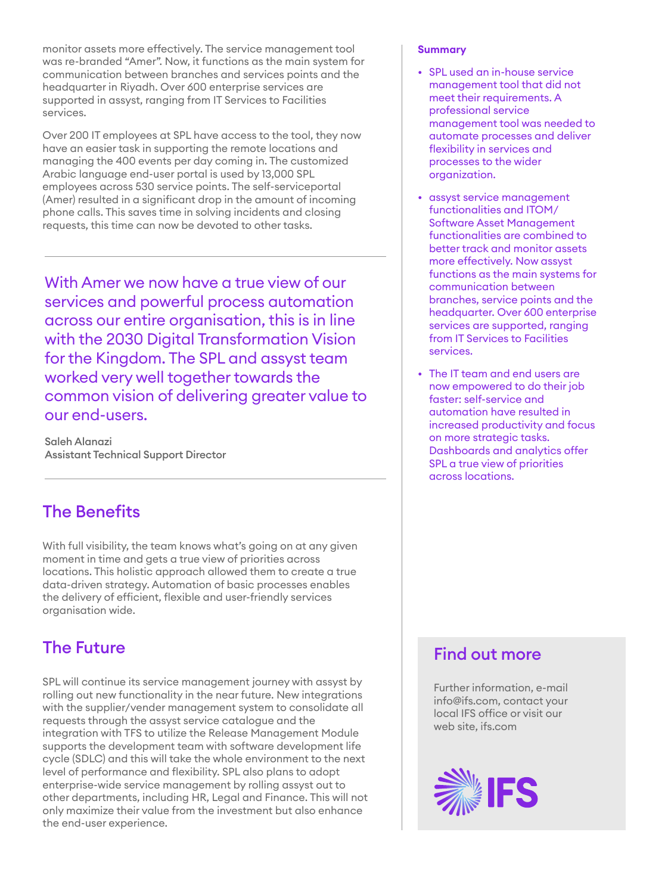monitor assets more effectively. The service management tool was re-branded "Amer". Now, it functions as the main system for communication between branches and services points and the headquarter in Riyadh. Over 600 enterprise services are supported in assyst, ranging from IT Services to Facilities services.

Over 200 IT employees at SPL have access to the tool, they now have an easier task in supporting the remote locations and managing the 400 events per day coming in. The customized Arabic language end-user portal is used by 13,000 SPL employees across 530 service points. The self-serviceportal (Amer) resulted in a significant drop in the amount of incoming phone calls. This saves time in solving incidents and closing requests, this time can now be devoted to other tasks.

---

> With Amer we now have a true view of our services and powerful process automation across our entire organisation, this is in line with the 2030 Digital Transformation Vision for the Kingdom. The SPL and assyst team worked very well together towards the common vision of delivering greater value to our end-users.
>
> **Saleh Alanazi**
> **Assistant Technical Support Director**

---

## The Benefits

With full visibility, the team knows what's going on at any given moment in time and gets a true view of priorities across locations. This holistic approach allowed them to create a true data-driven strategy. Automation of basic processes enables the delivery of efficient, flexible and user-friendly services organisation wide.

## The Future

SPL will continue its service management journey with assyst by rolling out new functionality in the near future. New integrations with the supplier/vender management system to consolidate all requests through the assyst service catalogue and the integration with TFS to utilize the Release Management Module supports the development team with software development life cycle (SDLC) and this will take the whole environment to the next level of performance and flexibility. SPL also plans to adopt enterprise-wide service management by rolling assyst out to other departments, including HR, Legal and Finance. This will not only maximize their value from the investment but also enhance the end-user experience.

### Summary

- SPL used an in-house service management tool that did not meet their requirements. A professional service management tool was needed to automate processes and deliver flexibility in services and processes to the wider organization.
- assyst service management functionalities and ITOM/ Software Asset Management functionalities are combined to better track and monitor assets more effectively. Now assyst functions as the main systems for communication between branches, service points and the headquarter. Over 600 enterprise services are supported, ranging from IT Services to Facilities services.
- The IT team and end users are now empowered to do their job faster: self-service and automation have resulted in increased productivity and focus on more strategic tasks. Dashboards and analytics offer SPL a true view of priorities across locations.

## Find out more

Further information, e-mail info@ifs.com, contact your local IFS office or visit our web site, ifs.com

IFS